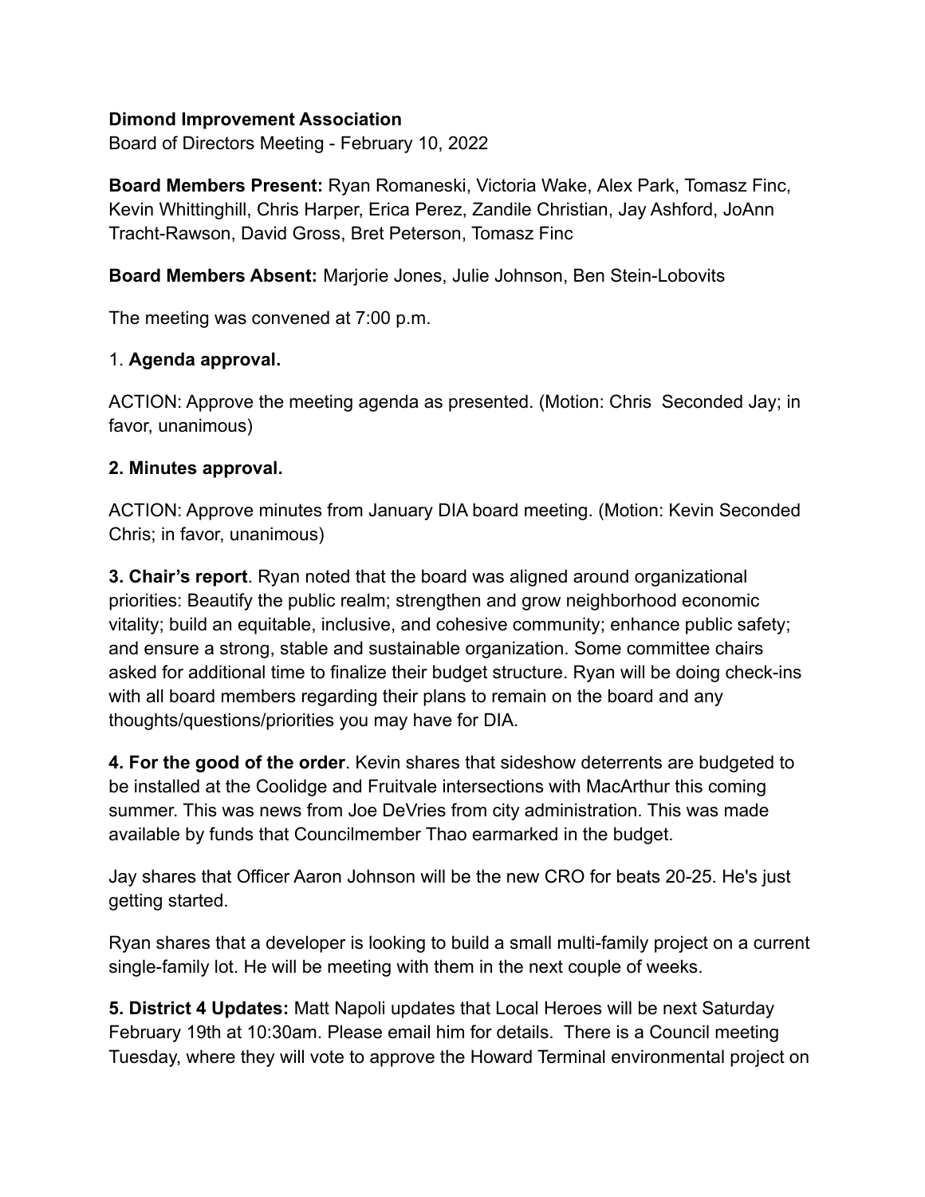**Dimond Improvement Association**
Board of Directors Meeting - February 10, 2022

**Board Members Present:** Ryan Romaneski, Victoria Wake, Alex Park, Tomasz Finc, Kevin Whittinghill, Chris Harper, Erica Perez, Zandile Christian, Jay Ashford, JoAnn Tracht-Rawson, David Gross, Bret Peterson, Tomasz Finc

**Board Members Absent:** Marjorie Jones, Julie Johnson, Ben Stein-Lobovits

The meeting was convened at 7:00 p.m.

1. **Agenda approval.**

ACTION: Approve the meeting agenda as presented. (Motion: Chris Seconded Jay; in favor, unanimous)

**2. Minutes approval.**

ACTION: Approve minutes from January DIA board meeting. (Motion: Kevin Seconded Chris; in favor, unanimous)

**3. Chair's report**. Ryan noted that the board was aligned around organizational priorities: Beautify the public realm; strengthen and grow neighborhood economic vitality; build an equitable, inclusive, and cohesive community; enhance public safety; and ensure a strong, stable and sustainable organization. Some committee chairs asked for additional time to finalize their budget structure. Ryan will be doing check-ins with all board members regarding their plans to remain on the board and any thoughts/questions/priorities you may have for DIA.

**4. For the good of the order**. Kevin shares that sideshow deterrents are budgeted to be installed at the Coolidge and Fruitvale intersections with MacArthur this coming summer. This was news from Joe DeVries from city administration. This was made available by funds that Councilmember Thao earmarked in the budget.

Jay shares that Officer Aaron Johnson will be the new CRO for beats 20-25. He's just getting started.

Ryan shares that a developer is looking to build a small multi-family project on a current single-family lot. He will be meeting with them in the next couple of weeks.

**5. District 4 Updates:** Matt Napoli updates that Local Heroes will be next Saturday February 19th at 10:30am. Please email him for details. There is a Council meeting Tuesday, where they will vote to approve the Howard Terminal environmental project on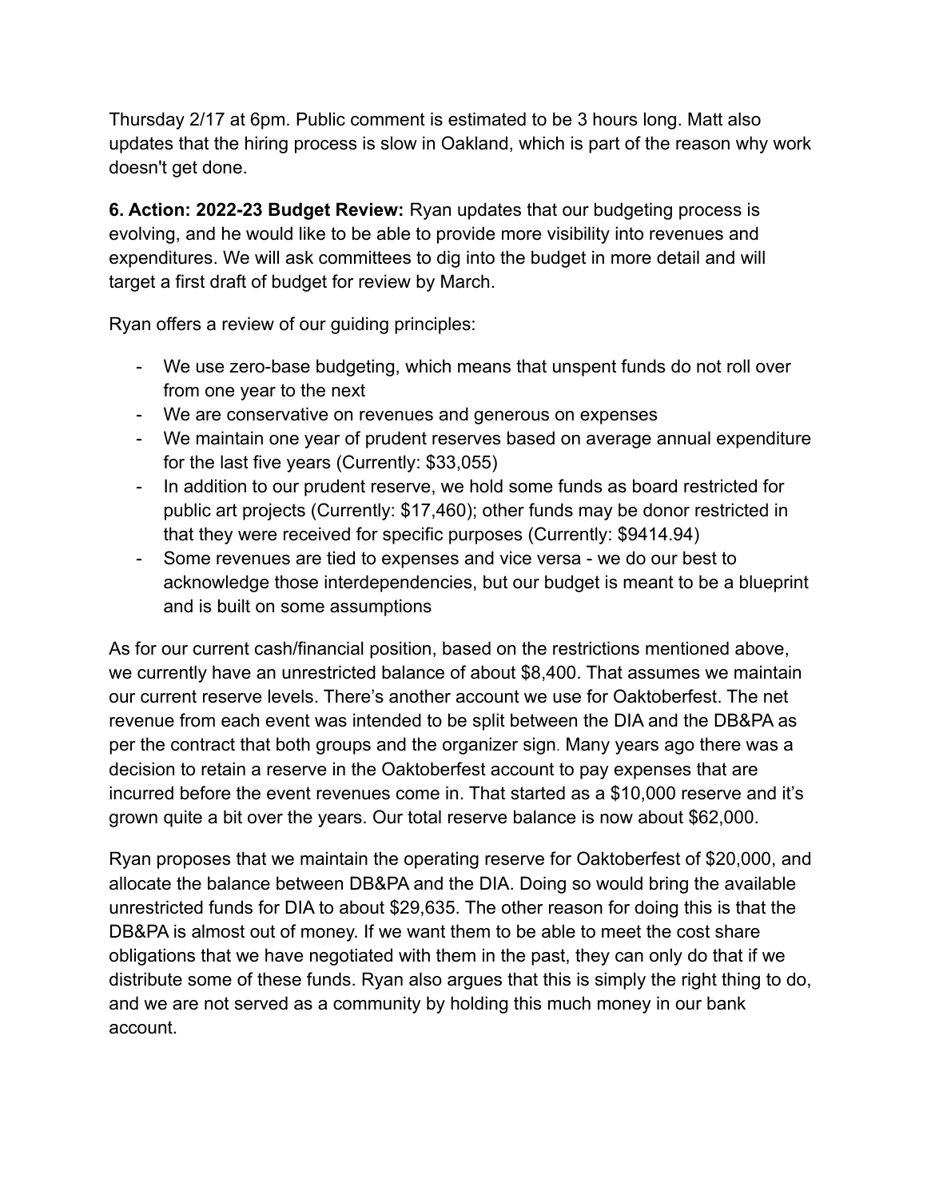Thursday 2/17 at 6pm. Public comment is estimated to be 3 hours long. Matt also updates that the hiring process is slow in Oakland, which is part of the reason why work doesn't get done.

**6. Action: 2022-23 Budget Review:** Ryan updates that our budgeting process is evolving, and he would like to be able to provide more visibility into revenues and expenditures. We will ask committees to dig into the budget in more detail and will target a first draft of budget for review by March.

Ryan offers a review of our guiding principles:

- We use zero-base budgeting, which means that unspent funds do not roll over from one year to the next
- We are conservative on revenues and generous on expenses
- We maintain one year of prudent reserves based on average annual expenditure for the last five years (Currently: $33,055)
- In addition to our prudent reserve, we hold some funds as board restricted for public art projects (Currently: $17,460); other funds may be donor restricted in that they were received for specific purposes (Currently: $9414.94)
- Some revenues are tied to expenses and vice versa - we do our best to acknowledge those interdependencies, but our budget is meant to be a blueprint and is built on some assumptions

As for our current cash/financial position, based on the restrictions mentioned above, we currently have an unrestricted balance of about $8,400. That assumes we maintain our current reserve levels. There's another account we use for Oaktoberfest. The net revenue from each event was intended to be split between the DIA and the DB&PA as per the contract that both groups and the organizer sign. Many years ago there was a decision to retain a reserve in the Oaktoberfest account to pay expenses that are incurred before the event revenues come in. That started as a $10,000 reserve and it's grown quite a bit over the years. Our total reserve balance is now about $62,000.

Ryan proposes that we maintain the operating reserve for Oaktoberfest of $20,000, and allocate the balance between DB&PA and the DIA. Doing so would bring the available unrestricted funds for DIA to about $29,635. The other reason for doing this is that the DB&PA is almost out of money. If we want them to be able to meet the cost share obligations that we have negotiated with them in the past, they can only do that if we distribute some of these funds. Ryan also argues that this is simply the right thing to do, and we are not served as a community by holding this much money in our bank account.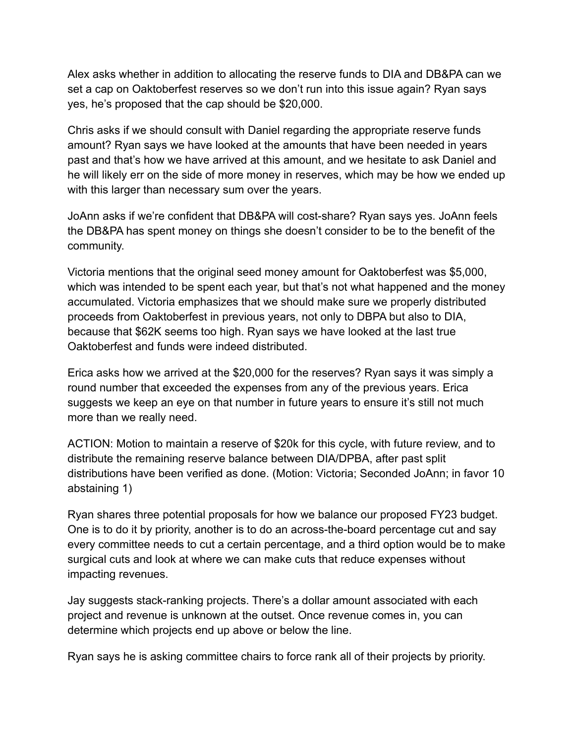Alex asks whether in addition to allocating the reserve funds to DIA and DB&PA can we set a cap on Oaktoberfest reserves so we don't run into this issue again? Ryan says yes, he's proposed that the cap should be $20,000.

Chris asks if we should consult with Daniel regarding the appropriate reserve funds amount? Ryan says we have looked at the amounts that have been needed in years past and that's how we have arrived at this amount, and we hesitate to ask Daniel and he will likely err on the side of more money in reserves, which may be how we ended up with this larger than necessary sum over the years.

JoAnn asks if we're confident that DB&PA will cost-share? Ryan says yes. JoAnn feels the DB&PA has spent money on things she doesn't consider to be to the benefit of the community.

Victoria mentions that the original seed money amount for Oaktoberfest was $5,000, which was intended to be spent each year, but that's not what happened and the money accumulated. Victoria emphasizes that we should make sure we properly distributed proceeds from Oaktoberfest in previous years, not only to DBPA but also to DIA, because that $62K seems too high. Ryan says we have looked at the last true Oaktoberfest and funds were indeed distributed.

Erica asks how we arrived at the $20,000 for the reserves? Ryan says it was simply a round number that exceeded the expenses from any of the previous years. Erica suggests we keep an eye on that number in future years to ensure it's still not much more than we really need.

ACTION: Motion to maintain a reserve of $20k for this cycle, with future review, and to distribute the remaining reserve balance between DIA/DPBA, after past split distributions have been verified as done. (Motion: Victoria; Seconded JoAnn; in favor 10 abstaining 1)

Ryan shares three potential proposals for how we balance our proposed FY23 budget. One is to do it by priority, another is to do an across-the-board percentage cut and say every committee needs to cut a certain percentage, and a third option would be to make surgical cuts and look at where we can make cuts that reduce expenses without impacting revenues.

Jay suggests stack-ranking projects. There's a dollar amount associated with each project and revenue is unknown at the outset. Once revenue comes in, you can determine which projects end up above or below the line.

Ryan says he is asking committee chairs to force rank all of their projects by priority.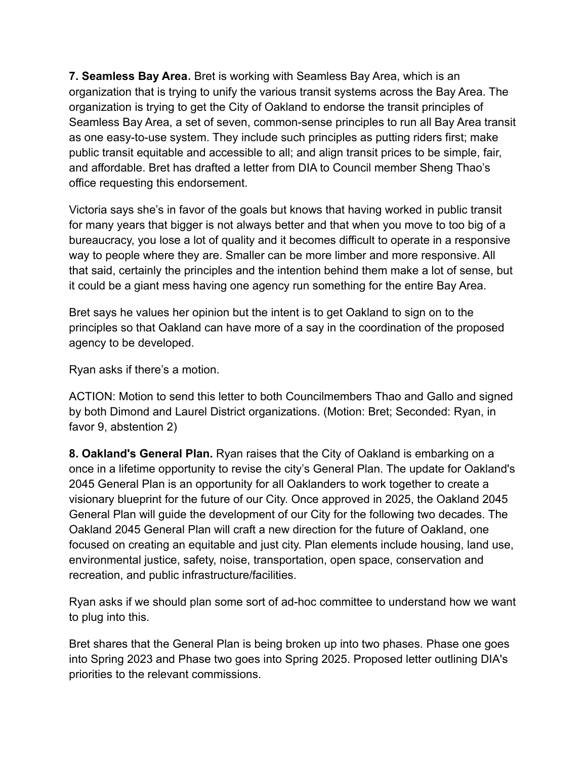**7. Seamless Bay Area.** Bret is working with Seamless Bay Area, which is an organization that is trying to unify the various transit systems across the Bay Area. The organization is trying to get the City of Oakland to endorse the transit principles of Seamless Bay Area, a set of seven, common-sense principles to run all Bay Area transit as one easy-to-use system. They include such principles as putting riders first; make public transit equitable and accessible to all; and align transit prices to be simple, fair, and affordable. Bret has drafted a letter from DIA to Council member Sheng Thao's office requesting this endorsement.

Victoria says she's in favor of the goals but knows that having worked in public transit for many years that bigger is not always better and that when you move to too big of a bureaucracy, you lose a lot of quality and it becomes difficult to operate in a responsive way to people where they are. Smaller can be more limber and more responsive. All that said, certainly the principles and the intention behind them make a lot of sense, but it could be a giant mess having one agency run something for the entire Bay Area.

Bret says he values her opinion but the intent is to get Oakland to sign on to the principles so that Oakland can have more of a say in the coordination of the proposed agency to be developed.

Ryan asks if there's a motion.

ACTION: Motion to send this letter to both Councilmembers Thao and Gallo and signed by both Dimond and Laurel District organizations. (Motion: Bret; Seconded: Ryan, in favor 9, abstention 2)

**8. Oakland's General Plan.** Ryan raises that the City of Oakland is embarking on a once in a lifetime opportunity to revise the city's General Plan. The update for Oakland's 2045 General Plan is an opportunity for all Oaklanders to work together to create a visionary blueprint for the future of our City. Once approved in 2025, the Oakland 2045 General Plan will guide the development of our City for the following two decades. The Oakland 2045 General Plan will craft a new direction for the future of Oakland, one focused on creating an equitable and just city. Plan elements include housing, land use, environmental justice, safety, noise, transportation, open space, conservation and recreation, and public infrastructure/facilities.

Ryan asks if we should plan some sort of ad-hoc committee to understand how we want to plug into this.

Bret shares that the General Plan is being broken up into two phases. Phase one goes into Spring 2023 and Phase two goes into Spring 2025. Proposed letter outlining DIA's priorities to the relevant commissions.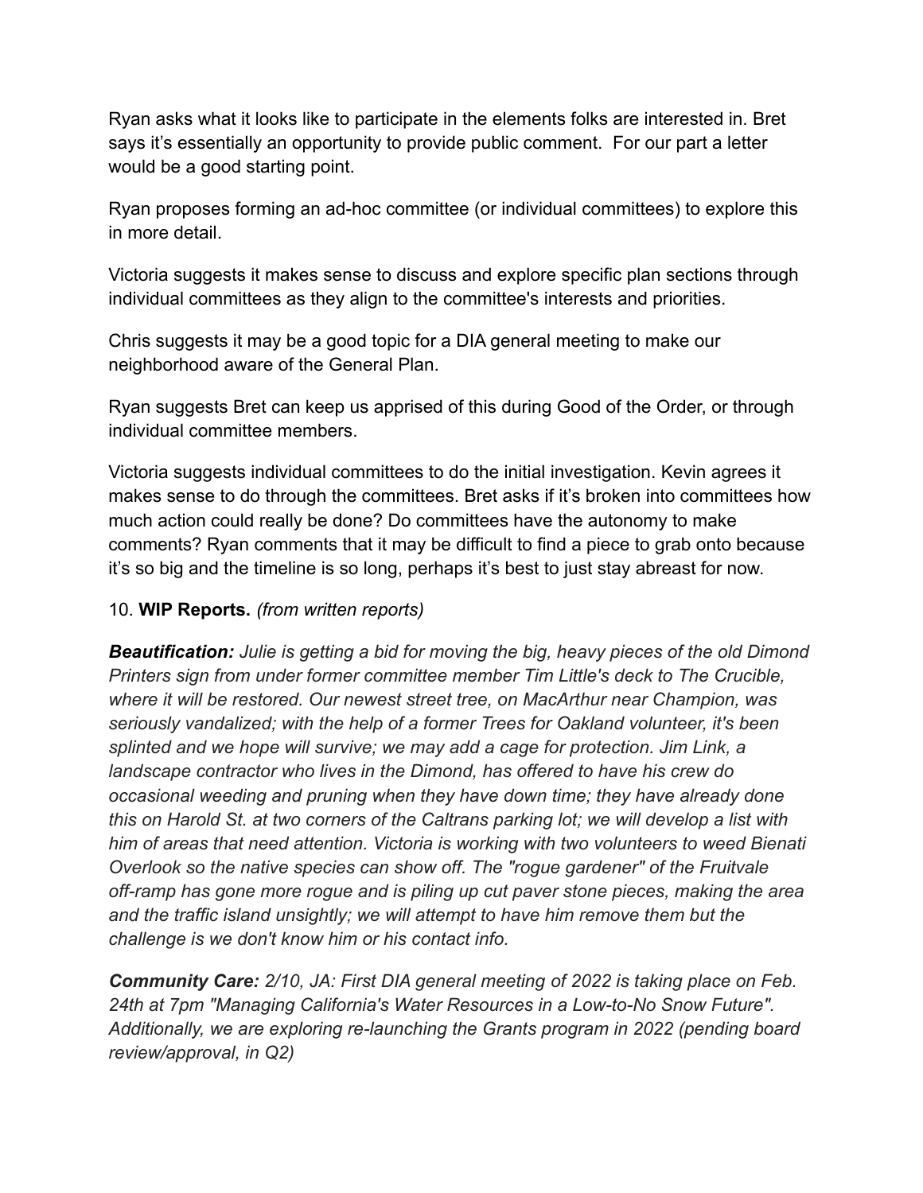Ryan asks what it looks like to participate in the elements folks are interested in. Bret says it's essentially an opportunity to provide public comment. For our part a letter would be a good starting point.

Ryan proposes forming an ad-hoc committee (or individual committees) to explore this in more detail.

Victoria suggests it makes sense to discuss and explore specific plan sections through individual committees as they align to the committee's interests and priorities.

Chris suggests it may be a good topic for a DIA general meeting to make our neighborhood aware of the General Plan.

Ryan suggests Bret can keep us apprised of this during Good of the Order, or through individual committee members.

Victoria suggests individual committees to do the initial investigation. Kevin agrees it makes sense to do through the committees. Bret asks if it's broken into committees how much action could really be done? Do committees have the autonomy to make comments? Ryan comments that it may be difficult to find a piece to grab onto because it's so big and the timeline is so long, perhaps it's best to just stay abreast for now.

10. **WIP Reports.** *(from written reports)*

***Beautification:*** *Julie is getting a bid for moving the big, heavy pieces of the old Dimond Printers sign from under former committee member Tim Little's deck to The Crucible, where it will be restored. Our newest street tree, on MacArthur near Champion, was seriously vandalized; with the help of a former Trees for Oakland volunteer, it's been splinted and we hope will survive; we may add a cage for protection. Jim Link, a landscape contractor who lives in the Dimond, has offered to have his crew do occasional weeding and pruning when they have down time; they have already done this on Harold St. at two corners of the Caltrans parking lot; we will develop a list with him of areas that need attention. Victoria is working with two volunteers to weed Bienati Overlook so the native species can show off. The "rogue gardener" of the Fruitvale off-ramp has gone more rogue and is piling up cut paver stone pieces, making the area and the traffic island unsightly; we will attempt to have him remove them but the challenge is we don't know him or his contact info.*

***Community Care:*** *2/10, JA: First DIA general meeting of 2022 is taking place on Feb. 24th at 7pm "Managing California's Water Resources in a Low-to-No Snow Future". Additionally, we are exploring re-launching the Grants program in 2022 (pending board review/approval, in Q2)*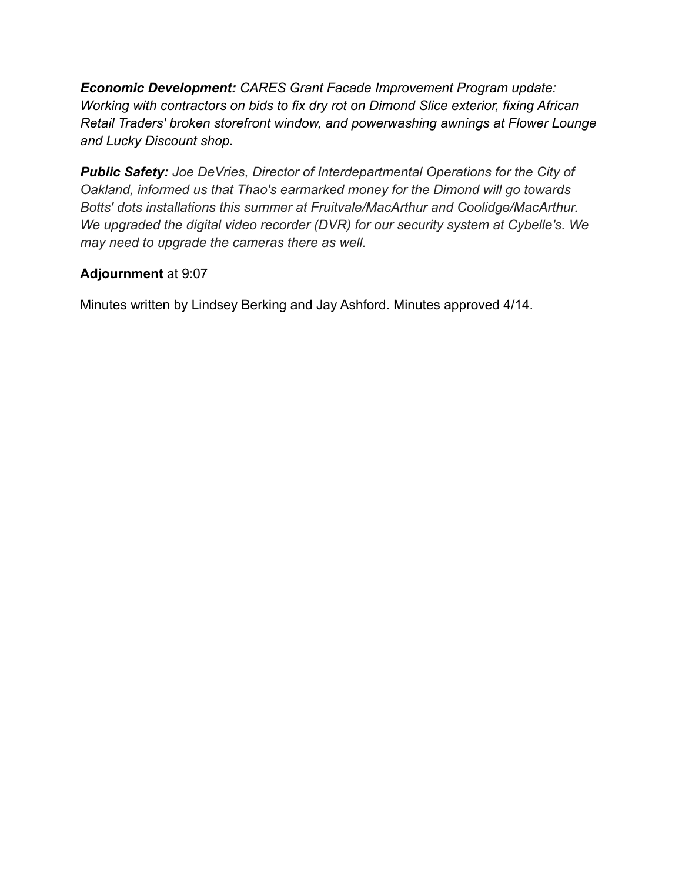***Economic Development:*** *CARES Grant Facade Improvement Program update: Working with contractors on bids to fix dry rot on Dimond Slice exterior, fixing African Retail Traders' broken storefront window, and powerwashing awnings at Flower Lounge and Lucky Discount shop.*

***Public Safety:*** *Joe DeVries, Director of Interdepartmental Operations for the City of Oakland, informed us that Thao's earmarked money for the Dimond will go towards Botts' dots installations this summer at Fruitvale/MacArthur and Coolidge/MacArthur. We upgraded the digital video recorder (DVR) for our security system at Cybelle's. We may need to upgrade the cameras there as well.*

**Adjournment** at 9:07

Minutes written by Lindsey Berking and Jay Ashford. Minutes approved 4/14.